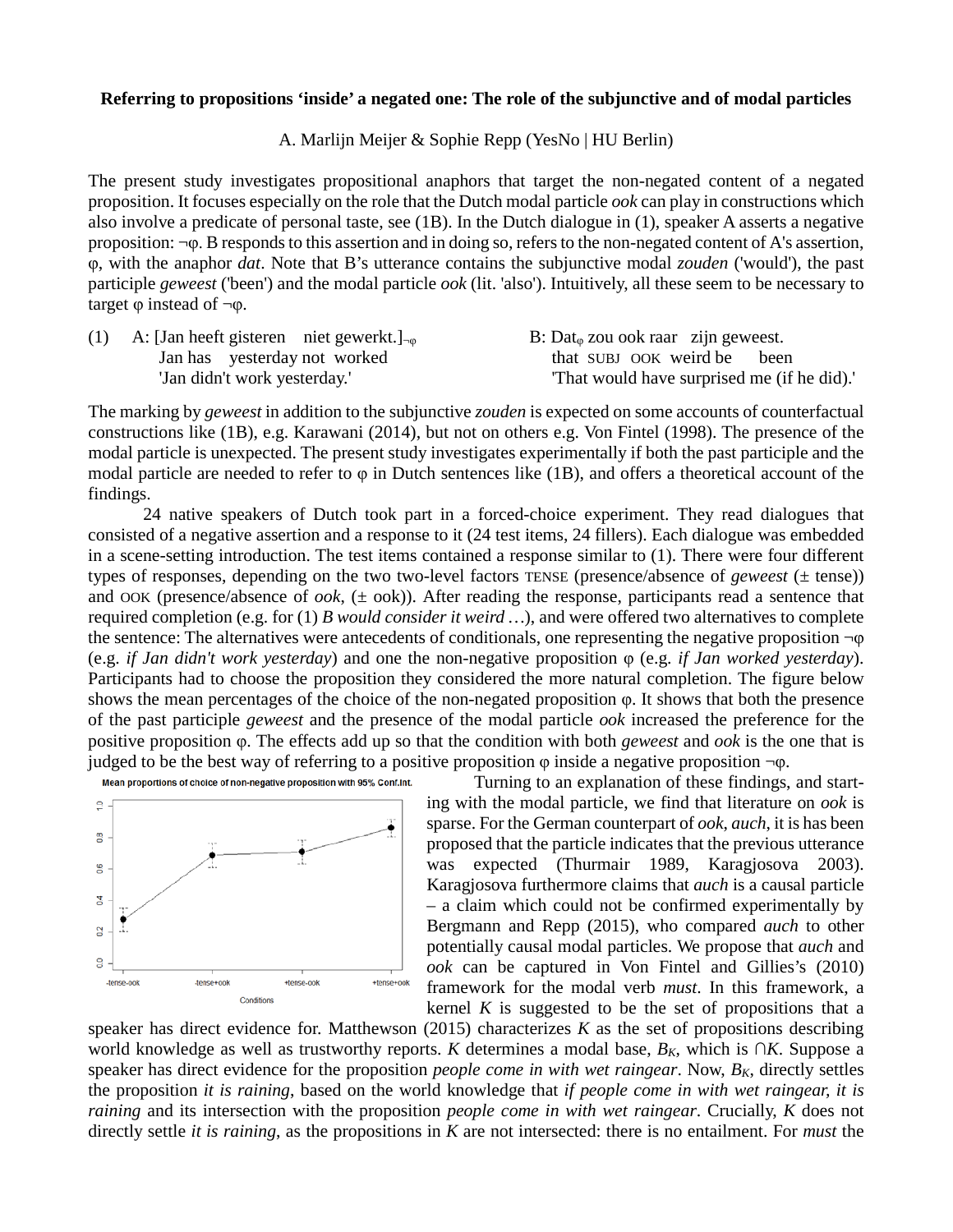**Referring to propositions 'inside' a negated one: The role of the subjunctive and of modal particles**

A. Marlijn Meijer & Sophie Repp (YesNo | HU Berlin)

The present study investigates propositional anaphors that target the non-negated content of a negated proposition. It focuses especially on the role that the Dutch modal particle *ook* can play in constructions which also involve a predicate of personal taste, see (1B). In the Dutch dialogue in (1), speaker A asserts a negative proposition: ¬φ. B responds to this assertion and in doing so, refers to the non-negated content of A's assertion, φ, with the anaphor *dat*. Note that B's utterance contains the subjunctive modal *zouden* ('would'), the past participle *geweest* ('been') and the modal particle *ook* (lit. 'also'). Intuitively, all these seem to be necessary to target φ instead of ¬φ.

(1) A: [Jan heeft gisteren niet gewerkt.]$_{\neg\varphi}$
 Jan has yesterday not worked
 'Jan didn't work yesterday.'

 B: Dat$_{\varphi}$ zou ook raar zijn geweest.
 that SUBJ OOK weird be been
 'That would have surprised me (if he did).'

The marking by *geweest* in addition to the subjunctive *zouden* is expected on some accounts of counterfactual constructions like (1B), e.g. Karawani (2014), but not on others e.g. Von Fintel (1998). The presence of the modal particle is unexpected. The present study investigates experimentally if both the past participle and the modal particle are needed to refer to φ in Dutch sentences like (1B), and offers a theoretical account of the findings.

24 native speakers of Dutch took part in a forced-choice experiment. They read dialogues that consisted of a negative assertion and a response to it (24 test items, 24 fillers). Each dialogue was embedded in a scene-setting introduction. The test items contained a response similar to (1). There were four different types of responses, depending on the two two-level factors TENSE (presence/absence of *geweest* (± tense)) and OOK (presence/absence of *ook*, (± ook)). After reading the response, participants read a sentence that required completion (e.g. for (1) *B would consider it weird …*), and were offered two alternatives to complete the sentence: The alternatives were antecedents of conditionals, one representing the negative proposition ¬φ (e.g. *if Jan didn't work yesterday*) and one the non-negative proposition φ (e.g. *if Jan worked yesterday*). Participants had to choose the proposition they considered the more natural completion. The figure below shows the mean percentages of the choice of the non-negated proposition φ. It shows that both the presence of the past participle *geweest* and the presence of the modal particle *ook* increased the preference for the positive proposition φ. The effects add up so that the condition with both *geweest* and *ook* is the one that is judged to be the best way of referring to a positive proposition φ inside a negative proposition ¬φ.

Mean proportions of choice of non-negative proposition with 95% Conf.Int.

Turning to an explanation of these findings, and starting with the modal particle, we find that literature on *ook* is sparse. For the German counterpart of *ook*, *auch*, it is has been proposed that the particle indicates that the previous utterance was expected (Thurmair 1989, Karagjosova 2003). Karagjosova furthermore claims that *auch* is a causal particle – a claim which could not be confirmed experimentally by Bergmann and Repp (2015), who compared *auch* to other potentially causal modal particles. We propose that *auch* and *ook* can be captured in Von Fintel and Gillies's (2010) framework for the modal verb *must*. In this framework, a kernel $K$ is suggested to be the set of propositions that a speaker has direct evidence for. Matthewson (2015) characterizes $K$ as the set of propositions describing world knowledge as well as trustworthy reports. $K$ determines a modal base, $B_K$, which is $\cap K$. Suppose a speaker has direct evidence for the proposition *people come in with wet raingear*. Now, $B_K$, directly settles the proposition *it is raining*, based on the world knowledge that *if people come in with wet raingear, it is raining* and its intersection with the proposition *people come in with wet raingear*. Crucially, $K$ does not directly settle *it is raining*, as the propositions in $K$ are not intersected: there is no entailment. For *must* the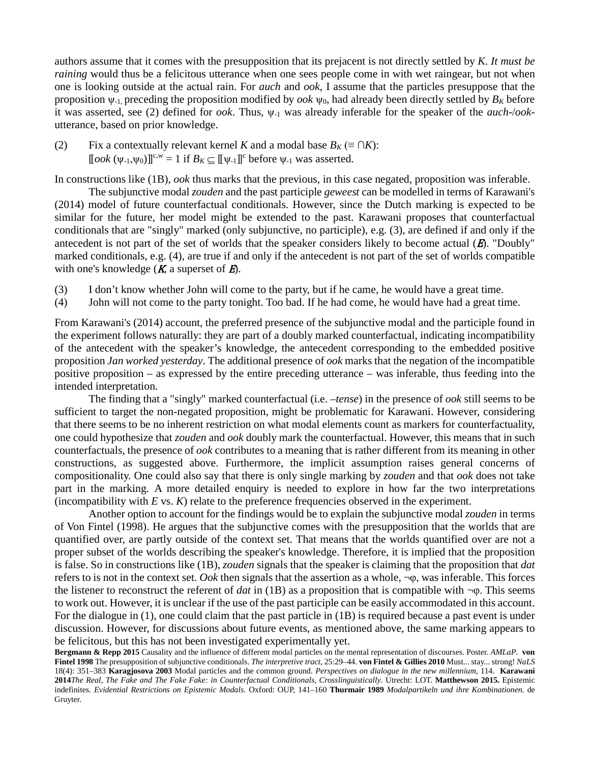authors assume that it comes with the presupposition that its prejacent is not directly settled by *K*. *It must be raining* would thus be a felicitous utterance when one sees people come in with wet raingear, but not when one is looking outside at the actual rain. For *auch* and *ook*, I assume that the particles presuppose that the proposition $\psi_{-1,}$ preceding the proposition modified by *ook* $\psi_0$, had already been directly settled by $B_K$ before it was asserted, see (2) defined for *ook*. Thus, $\psi_{-1}$ was already inferable for the speaker of the *auch*-/*ook*-utterance, based on prior knowledge.

(2) Fix a contextually relevant kernel *K* and a modal base $B_K$ ($\equiv \cap K$):
$[\![ook\ (\psi_{-1},\psi_0)]\!]^{c,w} = 1$ if $B_K \subseteq [\![\psi_{-1}]\!]^c$ before $\psi_{-1}$ was asserted.

In constructions like (1B), *ook* thus marks that the previous, in this case negated, proposition was inferable.

The subjunctive modal *zouden* and the past participle *geweest* can be modelled in terms of Karawani's (2014) model of future counterfactual conditionals. However, since the Dutch marking is expected to be similar for the future, her model might be extended to the past. Karawani proposes that counterfactual conditionals that are "singly" marked (only subjunctive, no participle), e.g. (3), are defined if and only if the antecedent is not part of the set of worlds that the speaker considers likely to become actual ($\mathcal{E}$). "Doubly" marked conditionals, e.g. (4), are true if and only if the antecedent is not part of the set of worlds compatible with one's knowledge ($\mathcal{K}$, a superset of $\mathcal{E}$).

(3) I don’t know whether John will come to the party, but if he came, he would have a great time.
(4) John will not come to the party tonight. Too bad. If he had come, he would have had a great time.

From Karawani's (2014) account, the preferred presence of the subjunctive modal and the participle found in the experiment follows naturally: they are part of a doubly marked counterfactual, indicating incompatibility of the antecedent with the speaker’s knowledge, the antecedent corresponding to the embedded positive proposition *Jan worked yesterday*. The additional presence of *ook* marks that the negation of the incompatible positive proposition – as expressed by the entire preceding utterance – was inferable, thus feeding into the intended interpretation.

The finding that a "singly" marked counterfactual (i.e. –*tense*) in the presence of *ook* still seems to be sufficient to target the non-negated proposition, might be problematic for Karawani. However, considering that there seems to be no inherent restriction on what modal elements count as markers for counterfactuality, one could hypothesize that *zouden* and *ook* doubly mark the counterfactual. However, this means that in such counterfactuals, the presence of *ook* contributes to a meaning that is rather different from its meaning in other constructions, as suggested above. Furthermore, the implicit assumption raises general concerns of compositionality. One could also say that there is only single marking by *zouden* and that *ook* does not take part in the marking. A more detailed enquiry is needed to explore in how far the two interpretations (incompatibility with *E* vs. *K*) relate to the preference frequencies observed in the experiment.

Another option to account for the findings would be to explain the subjunctive modal *zouden* in terms of Von Fintel (1998). He argues that the subjunctive comes with the presupposition that the worlds that are quantified over, are partly outside of the context set. That means that the worlds quantified over are not a proper subset of the worlds describing the speaker's knowledge. Therefore, it is implied that the proposition is false. So in constructions like (1B), *zouden* signals that the speaker is claiming that the proposition that *dat* refers to is not in the context set. *Ook* then signals that the assertion as a whole, $\neg\varphi$, was inferable. This forces the listener to reconstruct the referent of *dat* in (1B) as a proposition that is compatible with $\neg\varphi$. This seems to work out. However, it is unclear if the use of the past participle can be easily accommodated in this account. For the dialogue in (1), one could claim that the past particle in (1B) is required because a past event is under discussion. However, for discussions about future events, as mentioned above, the same marking appears to be felicitous, but this has not been investigated experimentally yet.

**Bergmann & Repp 2015** Causality and the influence of different modal particles on the mental representation of discourses. Poster. *AMLaP*. **von Fintel 1998** The presupposition of subjunctive conditionals. *The interpretive tract*, 25:29–44. **von Fintel & Gillies 2010** Must... stay... strong! *NaLS* 18(4): 351–383 **Karagjosova 2003** Modal particles and the common ground. *Perspectives on dialogue in the new millennium*, 114. **Karawani 2014***The Real, The Fake and The Fake Fake: in Counterfactual Conditionals, Crosslinguistically*. Utrecht: LOT. **Matthewson 2015.** Epistemic indefinites. *Evidential Restrictions on Epistemic Modals*. Oxford: OUP, 141–160 **Thurmair 1989** *Modalpartikeln und ihre Kombinationen.* de Gruyter.